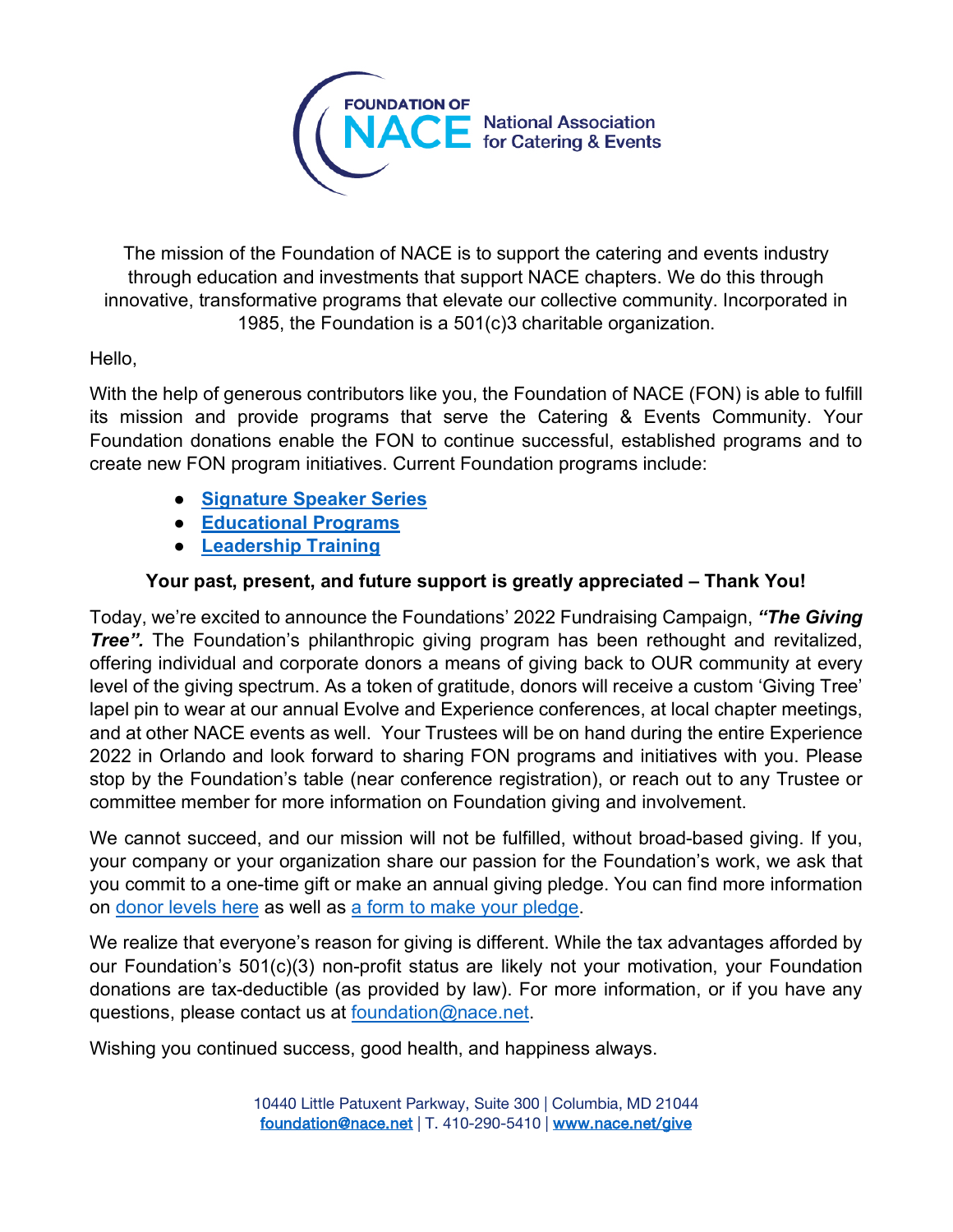FOUNDATION OF NACE National Association for Catering & Events

The mission of the Foundation of NACE is to support the catering and events industry through education and investments that support NACE chapters. We do this through innovative, transformative programs that elevate our collective community. Incorporated in 1985, the Foundation is a 501(c)3 charitable organization.

Hello,

With the help of generous contributors like you, the Foundation of NACE (FON) is able to fulfill its mission and provide programs that serve the Catering & Events Community. Your Foundation donations enable the FON to continue successful, established programs and to create new FON program initiatives. Current Foundation programs include:

- **Signature Speaker Series**
- **Educational Programs**
- **Leadership Training**

**Your past, present, and future support is greatly appreciated – Thank You!**

Today, we're excited to announce the Foundations' 2022 Fundraising Campaign, ***"The Giving Tree".*** The Foundation's philanthropic giving program has been rethought and revitalized, offering individual and corporate donors a means of giving back to OUR community at every level of the giving spectrum. As a token of gratitude, donors will receive a custom 'Giving Tree' lapel pin to wear at our annual Evolve and Experience conferences, at local chapter meetings, and at other NACE events as well. Your Trustees will be on hand during the entire Experience 2022 in Orlando and look forward to sharing FON programs and initiatives with you. Please stop by the Foundation's table (near conference registration), or reach out to any Trustee or committee member for more information on Foundation giving and involvement.

We cannot succeed, and our mission will not be fulfilled, without broad-based giving. If you, your company or your organization share our passion for the Foundation's work, we ask that you commit to a one-time gift or make an annual giving pledge. You can find more information on donor levels here as well as a form to make your pledge.

We realize that everyone's reason for giving is different. While the tax advantages afforded by our Foundation's 501(c)(3) non-profit status are likely not your motivation, your Foundation donations are tax-deductible (as provided by law). For more information, or if you have any questions, please contact us at foundation@nace.net.

Wishing you continued success, good health, and happiness always.

10440 Little Patuxent Parkway, Suite 300 | Columbia, MD 21044
foundation@nace.net | T. 410-290-5410 | www.nace.net/give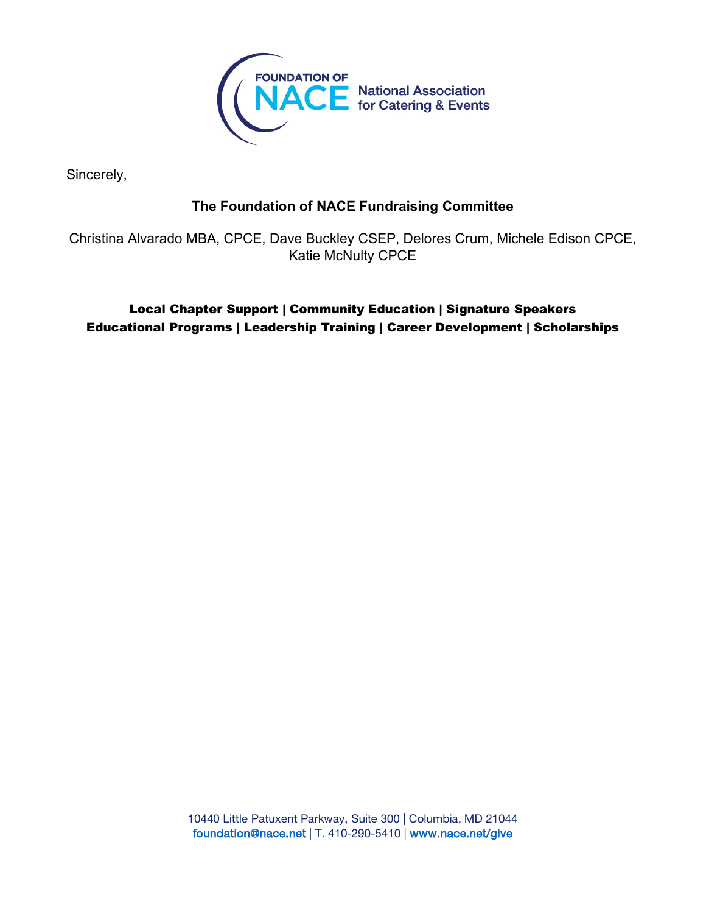Sincerely,

**The Foundation of NACE Fundraising Committee**

Christina Alvarado MBA, CPCE, Dave Buckley CSEP, Delores Crum, Michele Edison CPCE, Katie McNulty CPCE

**Local Chapter Support | Community Education | Signature Speakers**
**Educational Programs | Leadership Training | Career Development | Scholarships**

10440 Little Patuxent Parkway, Suite 300 | Columbia, MD 21044
foundation@nace.net | T. 410-290-5410 | www.nace.net/give